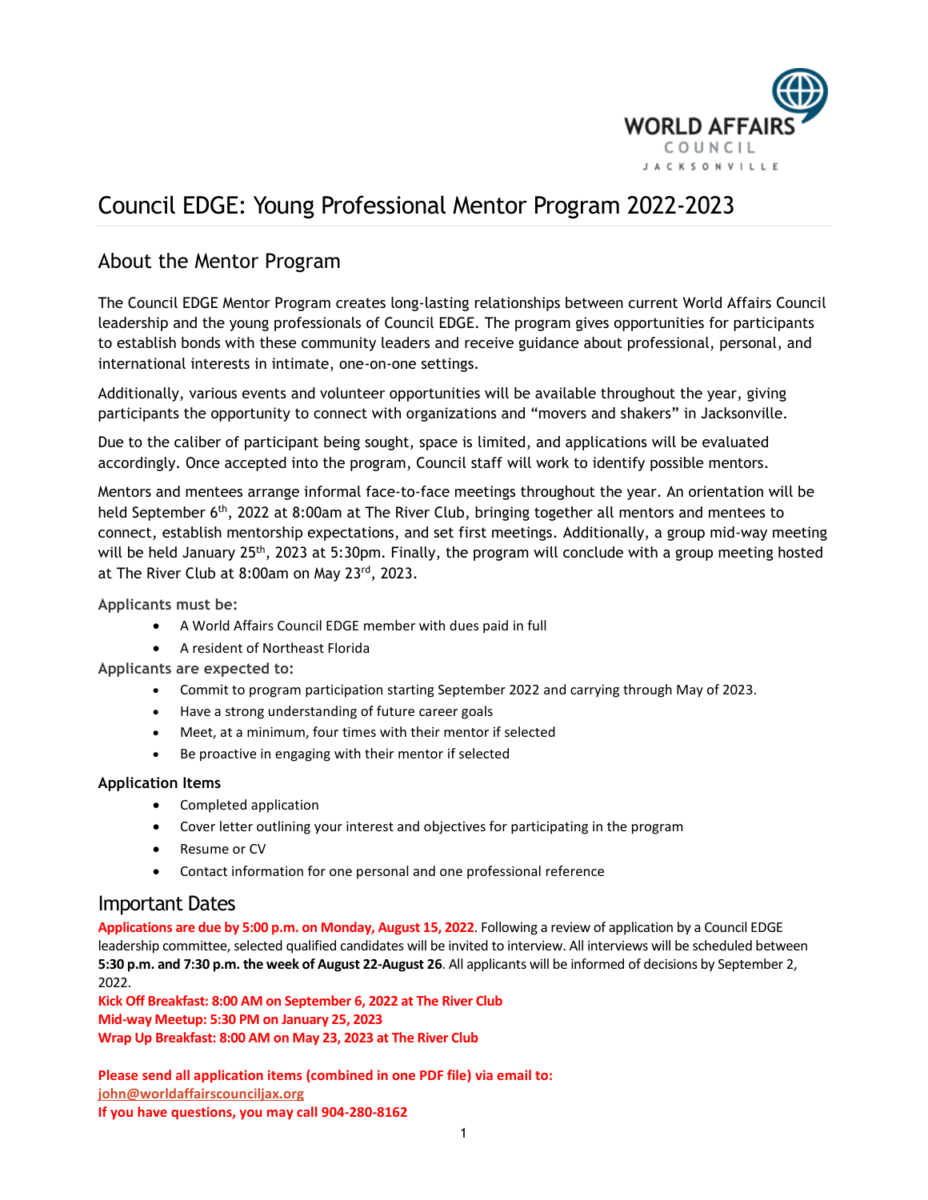WORLD AFFAIRS COUNCIL JACKSONVILLE

# Council EDGE: Young Professional Mentor Program 2022-2023

## About the Mentor Program

The Council EDGE Mentor Program creates long-lasting relationships between current World Affairs Council leadership and the young professionals of Council EDGE. The program gives opportunities for participants to establish bonds with these community leaders and receive guidance about professional, personal, and international interests in intimate, one-on-one settings.

Additionally, various events and volunteer opportunities will be available throughout the year, giving participants the opportunity to connect with organizations and "movers and shakers" in Jacksonville.

Due to the caliber of participant being sought, space is limited, and applications will be evaluated accordingly. Once accepted into the program, Council staff will work to identify possible mentors.

Mentors and mentees arrange informal face-to-face meetings throughout the year. An orientation will be held September 6th, 2022 at 8:00am at The River Club, bringing together all mentors and mentees to connect, establish mentorship expectations, and set first meetings. Additionally, a group mid-way meeting will be held January 25th, 2023 at 5:30pm. Finally, the program will conclude with a group meeting hosted at The River Club at 8:00am on May 23rd, 2023.

**Applicants must be:**

- A World Affairs Council EDGE member with dues paid in full
- A resident of Northeast Florida

**Applicants are expected to:**

- Commit to program participation starting September 2022 and carrying through May of 2023.
- Have a strong understanding of future career goals
- Meet, at a minimum, four times with their mentor if selected
- Be proactive in engaging with their mentor if selected

### Application Items

- Completed application
- Cover letter outlining your interest and objectives for participating in the program
- Resume or CV
- Contact information for one personal and one professional reference

## Important Dates

**Applications are due by 5:00 p.m. on Monday, August 15, 2022**. Following a review of application by a Council EDGE leadership committee, selected qualified candidates will be invited to interview. All interviews will be scheduled between **5:30 p.m. and 7:30 p.m. the week of August 22-August 26**. All applicants will be informed of decisions by September 2, 2022.

**Kick Off Breakfast: 8:00 AM on September 6, 2022 at The River Club**
**Mid-way Meetup: 5:30 PM on January 25, 2023**
**Wrap Up Breakfast: 8:00 AM on May 23, 2023 at The River Club**

**Please send all application items (combined in one PDF file) via email to:**
**john@worldaffairscounciljax.org**
**If you have questions, you may call 904-280-8162**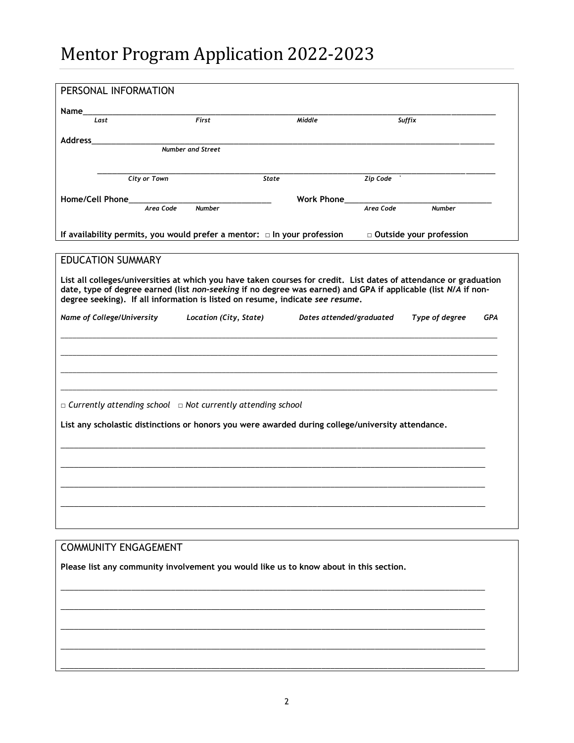# Mentor Program Application 2022-2023

## PERSONAL INFORMATION

**Name**\_\_\_\_\_\_\_\_\_\_\_\_\_\_\_\_\_\_\_\_\_\_\_\_\_\_\_\_\_\_\_\_\_\_\_\_\_\_\_\_\_\_\_\_\_\_\_\_\_\_\_\_\_\_\_\_\_\_\_\_\_\_\_\_\_\_\_\_\_\_\_\_\_\_\_\_

*Last* *First* *Middle* *Suffix*

**Address**\_\_\_\_\_\_\_\_\_\_\_\_\_\_\_\_\_\_\_\_\_\_\_\_\_\_\_\_\_\_\_\_\_\_\_\_\_\_\_\_\_\_\_\_\_\_\_\_\_\_\_\_\_\_\_\_\_\_\_\_\_\_\_\_\_\_\_\_\_\_\_\_\_\_\_\_

*Number and Street*

\_\_\_\_\_\_\_\_\_\_\_\_\_\_\_\_\_\_\_\_\_\_\_\_\_\_\_\_\_\_\_\_\_\_\_\_\_\_\_\_\_\_\_\_\_\_\_\_\_\_\_\_\_\_\_\_\_\_\_\_\_\_\_\_\_\_\_\_\_\_\_\_\_\_\_\_

*City or Town* *State* *Zip Code*

**Home/Cell Phone**\_\_\_\_\_\_\_\_\_\_\_\_\_\_\_\_\_\_\_\_\_\_\_\_\_\_\_\_ **Work Phone**\_\_\_\_\_\_\_\_\_\_\_\_\_\_\_\_\_\_\_\_\_\_\_\_\_\_\_\_

*Area Code* *Number* *Area Code* *Number*

**If availability permits, you would prefer a mentor: □ In your profession □ Outside your profession**

## EDUCATION SUMMARY

**List all colleges/universities at which you have taken courses for credit. List dates of attendance or graduation date, type of degree earned (list *non-seeking* if no degree was earned) and GPA if applicable (list *N/A* if non-degree seeking). If all information is listed on resume, indicate *see resume*.**

| *Name of College/University* | *Location (City, State)* | *Dates attended/graduated* | *Type of degree* | *GPA* |
| --- | --- | --- | --- | --- |
| | | | | |
| | | | | |
| | | | | |
| | | | | |

*□ Currently attending school □ Not currently attending school*

**List any scholastic distinctions or honors you were awarded during college/university attendance.**

\_\_\_\_\_\_\_\_\_\_\_\_\_\_\_\_\_\_\_\_\_\_\_\_\_\_\_\_\_\_\_\_\_\_\_\_\_\_\_\_\_\_\_\_\_\_\_\_\_\_\_\_\_\_\_\_\_\_\_\_\_\_\_\_\_\_\_\_\_\_\_\_\_\_\_\_

\_\_\_\_\_\_\_\_\_\_\_\_\_\_\_\_\_\_\_\_\_\_\_\_\_\_\_\_\_\_\_\_\_\_\_\_\_\_\_\_\_\_\_\_\_\_\_\_\_\_\_\_\_\_\_\_\_\_\_\_\_\_\_\_\_\_\_\_\_\_\_\_\_\_\_\_

\_\_\_\_\_\_\_\_\_\_\_\_\_\_\_\_\_\_\_\_\_\_\_\_\_\_\_\_\_\_\_\_\_\_\_\_\_\_\_\_\_\_\_\_\_\_\_\_\_\_\_\_\_\_\_\_\_\_\_\_\_\_\_\_\_\_\_\_\_\_\_\_\_\_\_\_

\_\_\_\_\_\_\_\_\_\_\_\_\_\_\_\_\_\_\_\_\_\_\_\_\_\_\_\_\_\_\_\_\_\_\_\_\_\_\_\_\_\_\_\_\_\_\_\_\_\_\_\_\_\_\_\_\_\_\_\_\_\_\_\_\_\_\_\_\_\_\_\_\_\_\_\_

## COMMUNITY ENGAGEMENT

**Please list any community involvement you would like us to know about in this section.**

\_\_\_\_\_\_\_\_\_\_\_\_\_\_\_\_\_\_\_\_\_\_\_\_\_\_\_\_\_\_\_\_\_\_\_\_\_\_\_\_\_\_\_\_\_\_\_\_\_\_\_\_\_\_\_\_\_\_\_\_\_\_\_\_\_\_\_\_\_\_\_\_\_\_\_\_

\_\_\_\_\_\_\_\_\_\_\_\_\_\_\_\_\_\_\_\_\_\_\_\_\_\_\_\_\_\_\_\_\_\_\_\_\_\_\_\_\_\_\_\_\_\_\_\_\_\_\_\_\_\_\_\_\_\_\_\_\_\_\_\_\_\_\_\_\_\_\_\_\_\_\_\_

\_\_\_\_\_\_\_\_\_\_\_\_\_\_\_\_\_\_\_\_\_\_\_\_\_\_\_\_\_\_\_\_\_\_\_\_\_\_\_\_\_\_\_\_\_\_\_\_\_\_\_\_\_\_\_\_\_\_\_\_\_\_\_\_\_\_\_\_\_\_\_\_\_\_\_\_

\_\_\_\_\_\_\_\_\_\_\_\_\_\_\_\_\_\_\_\_\_\_\_\_\_\_\_\_\_\_\_\_\_\_\_\_\_\_\_\_\_\_\_\_\_\_\_\_\_\_\_\_\_\_\_\_\_\_\_\_\_\_\_\_\_\_\_\_\_\_\_\_\_\_\_\_

\_\_\_\_\_\_\_\_\_\_\_\_\_\_\_\_\_\_\_\_\_\_\_\_\_\_\_\_\_\_\_\_\_\_\_\_\_\_\_\_\_\_\_\_\_\_\_\_\_\_\_\_\_\_\_\_\_\_\_\_\_\_\_\_\_\_\_\_\_\_\_\_\_\_\_\_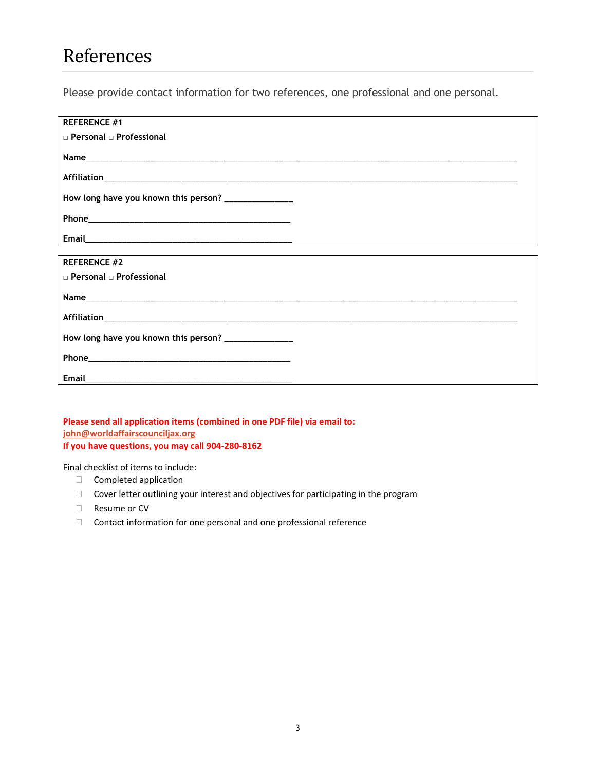# References

Please provide contact information for two references, one professional and one personal.

**REFERENCE #1**

**□ Personal □ Professional**

**Name**___________________________________________________________________________

**Affiliation**_______________________________________________________________________

**How long have you known this person?** _______________

**Phone**_____________________________________________

**Email**_____________________________________________

**REFERENCE #2**

**□ Personal □ Professional**

**Name**___________________________________________________________________________

**Affiliation**_______________________________________________________________________

**How long have you known this person?** _______________

**Phone**_____________________________________________

**Email**_____________________________________________

**Please send all application items (combined in one PDF file) via email to:**
**john@worldaffairscounciljax.org**
**If you have questions, you may call 904-280-8162**

Final checklist of items to include:

- ☐ Completed application
- ☐ Cover letter outlining your interest and objectives for participating in the program
- ☐ Resume or CV
- ☐ Contact information for one personal and one professional reference